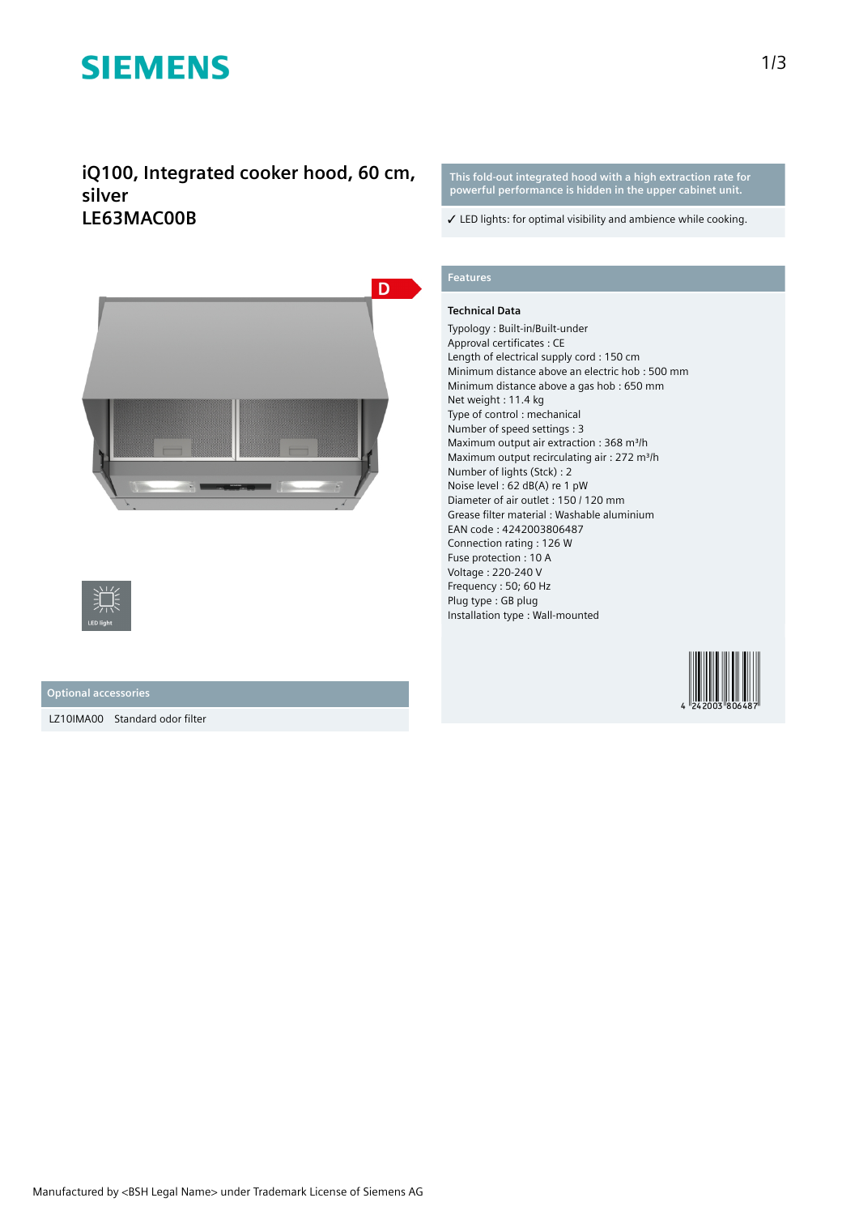SIEMENS

# iQ100, Integrated cooker hood, 60 cm, silver
# LE63MAC00B

**This fold-out integrated hood with a high extraction rate for powerful performance is hidden in the upper cabinet unit.**

✓ LED lights: for optimal visibility and ambience while cooking.

D

LED light

## Optional accessories

LZ10IMA00 Standard odor filter

## Features

### Technical Data

Typology : Built-in/Built-under
Approval certificates : CE
Length of electrical supply cord : 150 cm
Minimum distance above an electric hob : 500 mm
Minimum distance above a gas hob : 650 mm
Net weight : 11.4 kg
Type of control : mechanical
Number of speed settings : 3
Maximum output air extraction : 368 m³/h
Maximum output recirculating air : 272 m³/h
Number of lights (Stck) : 2
Noise level : 62 dB(A) re 1 pW
Diameter of air outlet : 150 / 120 mm
Grease filter material : Washable aluminium
EAN code : 4242003806487
Connection rating : 126 W
Fuse protection : 10 A
Voltage : 220-240 V
Frequency : 50; 60 Hz
Plug type : GB plug
Installation type : Wall-mounted

4 242003 806487

Manufactured by <BSH Legal Name> under Trademark License of Siemens AG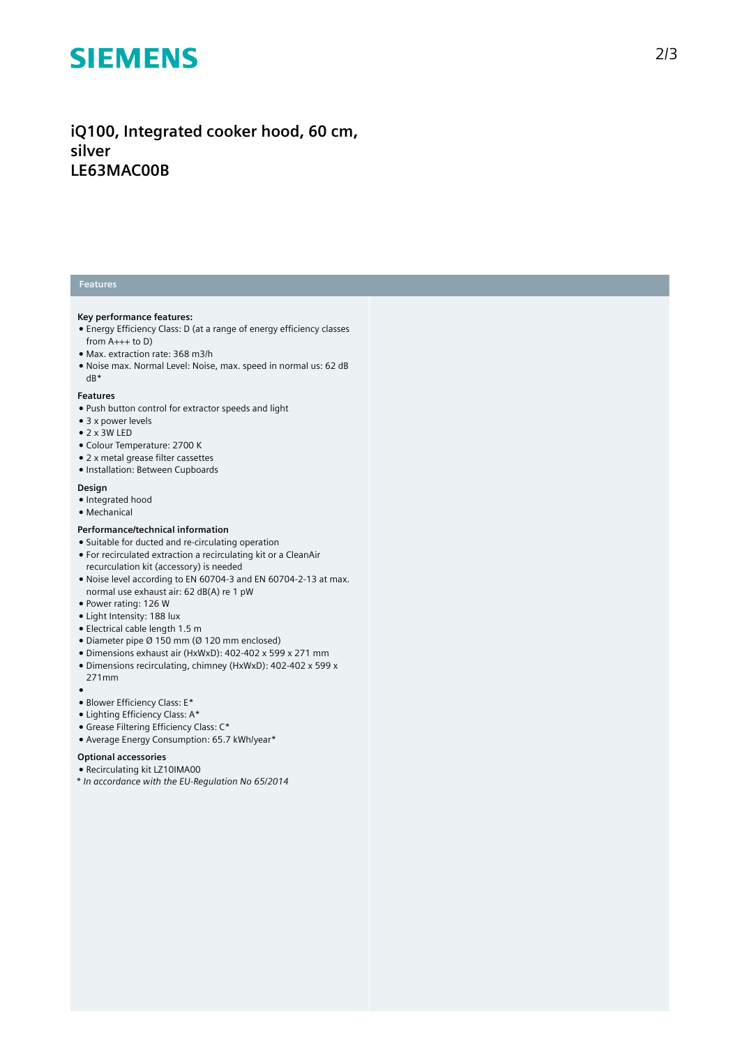# iQ100, Integrated cooker hood, 60 cm, silver
# LE63MAC00B

## Features

**Key performance features:**

- Energy Efficiency Class: D (at a range of energy efficiency classes from A+++ to D)
- Max. extraction rate: 368 m3/h
- Noise max. Normal Level: Noise, max. speed in normal us: 62 dB dB*

**Features**

- Push button control for extractor speeds and light
- 3 x power levels
- 2 x 3W LED
- Colour Temperature: 2700 K
- 2 x metal grease filter cassettes
- Installation: Between Cupboards

**Design**

- Integrated hood
- Mechanical

**Performance/technical information**

- Suitable for ducted and re-circulating operation
- For recirculated extraction a recirculating kit or a CleanAir recurculation kit (accessory) is needed
- Noise level according to EN 60704-3 and EN 60704-2-13 at max. normal use exhaust air: 62 dB(A) re 1 pW
- Power rating: 126 W
- Light Intensity: 188 lux
- Electrical cable length 1.5 m
- Diameter pipe Ø 150 mm (Ø 120 mm enclosed)
- Dimensions exhaust air (HxWxD): 402-402 x 599 x 271 mm
- Dimensions recirculating, chimney (HxWxD): 402-402 x 599 x 271mm
- 
- Blower Efficiency Class: E*
- Lighting Efficiency Class: A*
- Grease Filtering Efficiency Class: C*
- Average Energy Consumption: 65.7 kWh/year*

**Optional accessories**

- Recirculating kit LZ10IMA00

\* *In accordance with the EU-Regulation No 65/2014*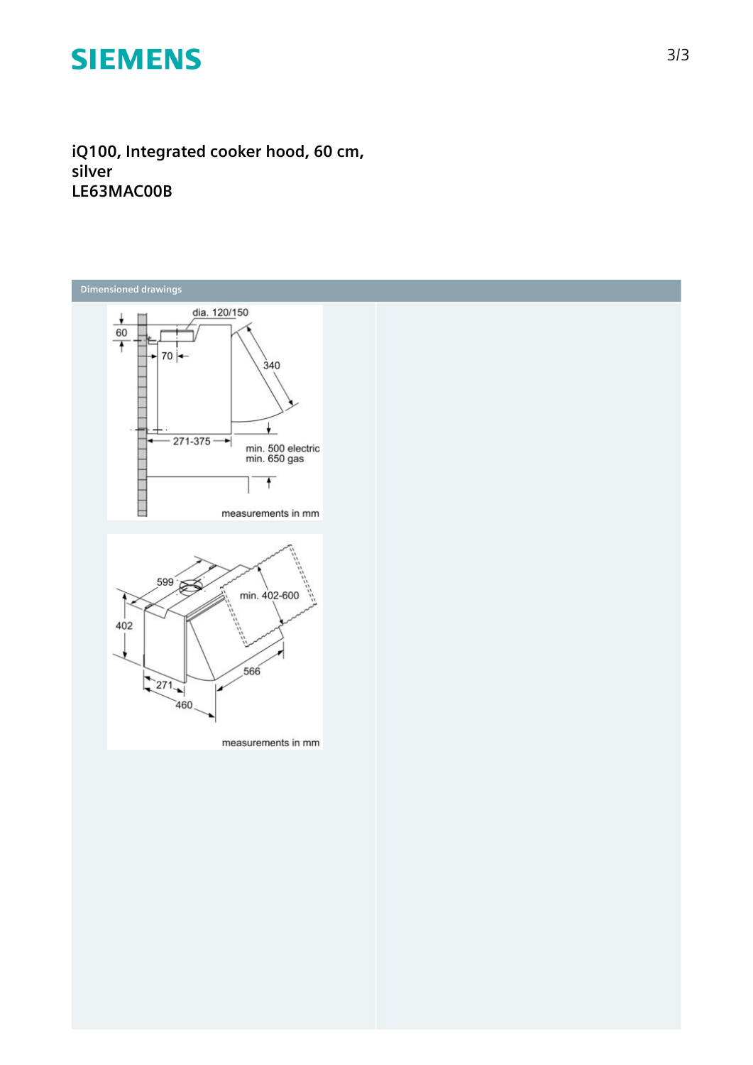**iQ100, Integrated cooker hood, 60 cm, silver**
**LE63MAC00B**

## Dimensioned drawings

dia. 120/150
60
70
340
271-375
min. 500 electric
min. 650 gas
measurements in mm

599
min. 402-600
402
566
271
460
measurements in mm